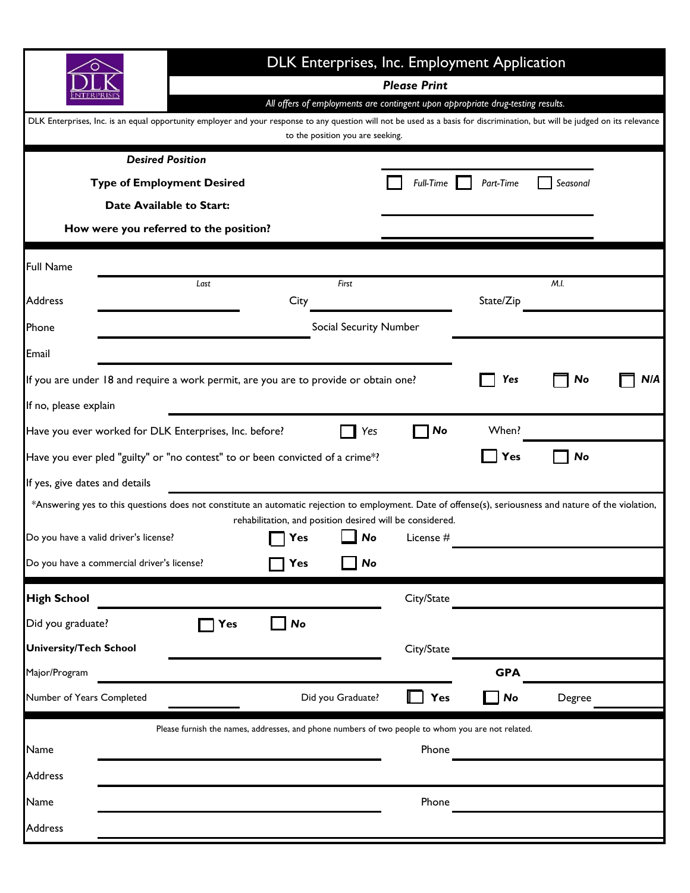# DLK Enterprises, Inc. Employment Application

***Please Print***

*All offers of employments are contingent upon appropriate drug-testing results.*

DLK Enterprises, Inc. is an equal opportunity employer and your response to any question will not be used as a basis for discrimination, but will be judged on its relevance to the position you are seeking.

***Desired Position*** ____________________

**Type of Employment Desired** ☐ *Full-Time* ☐ *Part-Time* ☐ *Seasonal*

**Date Available to Start:** ____________________

**How were you referred to the position?** ____________________

Full Name ____________________
*Last* *First* *M.I.*

Address ____________________ City ____________________ State/Zip ____________________

Phone ____________________ Social Security Number ____________________

Email ____________________

If you are under 18 and require a work permit, are you are to provide or obtain one? ☐ ***Yes*** ☐ ***No*** ☐ ***N/A***

If no, please explain ____________________

Have you ever worked for DLK Enterprises, Inc. before? ☐ *Yes* ☐ ***No*** When? ____________________

Have you ever pled "guilty" or "no contest" to or been convicted of a crime*? ☐ **Yes** ☐ ***No***

If yes, give dates and details ____________________

*Answering yes to this questions does not constitute an automatic rejection to employment. Date of offense(s), seriousness and nature of the violation, rehabilitation, and position desired will be considered.

Do you have a valid driver's license? ☐ **Yes** ☐ ***No*** License # ____________________

Do you have a commercial driver's license? ☐ **Yes** ☐ ***No***

**High School** ____________________ City/State ____________________

Did you graduate? ☐ **Yes** ☐ ***No***

**University/Tech School** ____________________ City/State ____________________

Major/Program ____________________ **GPA** ____________________

Number of Years Completed ____________________ Did you Graduate? ☐ **Yes** ☐ ***No*** Degree ____________________

Please furnish the names, addresses, and phone numbers of two people to whom you are not related.

Name ____________________ Phone ____________________

Address ____________________

Name ____________________ Phone ____________________

Address ____________________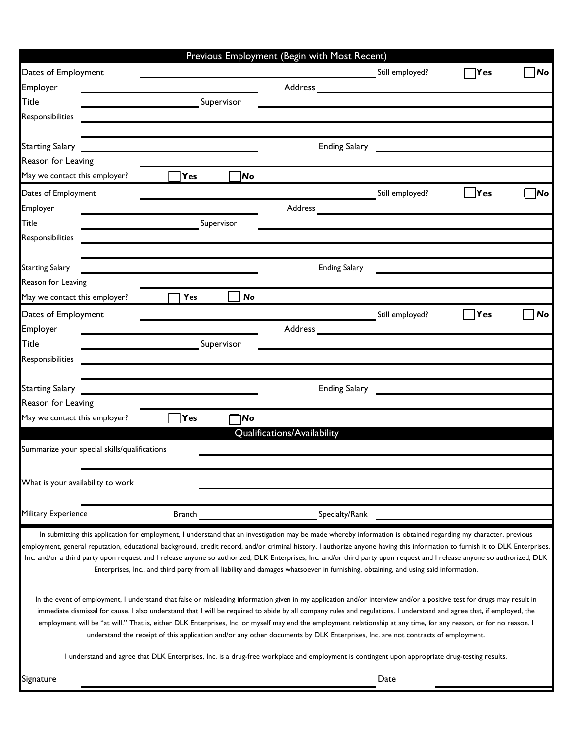## Previous Employment (Begin with Most Recent)

Dates of Employment ______________________ Still employed? ☐ **Yes** ☐ ***No***

Employer ______________________ Address ______________________

Title ______________________ Supervisor ______________________

Responsibilities ______________________

______________________

Starting Salary ______________________ Ending Salary ______________________

Reason for Leaving ______________________

May we contact this employer? ☐ **Yes** ☐ ***No***

Dates of Employment ______________________ Still employed? ☐ **Yes** ☐ ***No***

Employer ______________________ Address ______________________

Title ______________________ Supervisor ______________________

Responsibilities ______________________

______________________

Starting Salary ______________________ Ending Salary ______________________

Reason for Leaving ______________________

May we contact this employer? ☐ **Yes** ☐ ***No***

Dates of Employment ______________________ Still employed? ☐ **Yes** ☐ ***No***

Employer ______________________ Address ______________________

Title ______________________ Supervisor ______________________

Responsibilities ______________________

______________________

Starting Salary ______________________ Ending Salary ______________________

Reason for Leaving ______________________

May we contact this employer? ☐ **Yes** ☐ ***No***

## Qualifications/Availability

Summarize your special skills/qualifications ______________________

______________________

What is your availability to work ______________________

______________________

Military Experience Branch ______________________ Specialty/Rank ______________________

In submitting this application for employment, I understand that an investigation may be made whereby information is obtained regarding my character, previous employment, general reputation, educational background, credit record, and/or criminal history. I authorize anyone having this information to furnish it to DLK Enterprises, Inc. and/or a third party upon request and I release anyone so authorized, DLK Enterprises, Inc. and/or third party upon request and I release anyone so authorized, DLK Enterprises, Inc., and third party from all liability and damages whatsoever in furnishing, obtaining, and using said information.

In the event of employment, I understand that false or misleading information given in my application and/or interview and/or a positive test for drugs may result in immediate dismissal for cause. I also understand that I will be required to abide by all company rules and regulations. I understand and agree that, if employed, the employment will be "at will." That is, either DLK Enterprises, Inc. or myself may end the employment relationship at any time, for any reason, or for no reason. I understand the receipt of this application and/or any other documents by DLK Enterprises, Inc. are not contracts of employment.

I understand and agree that DLK Enterprises, Inc. is a drug-free workplace and employment is contingent upon appropriate drug-testing results.

Signature ______________________ Date ______________________